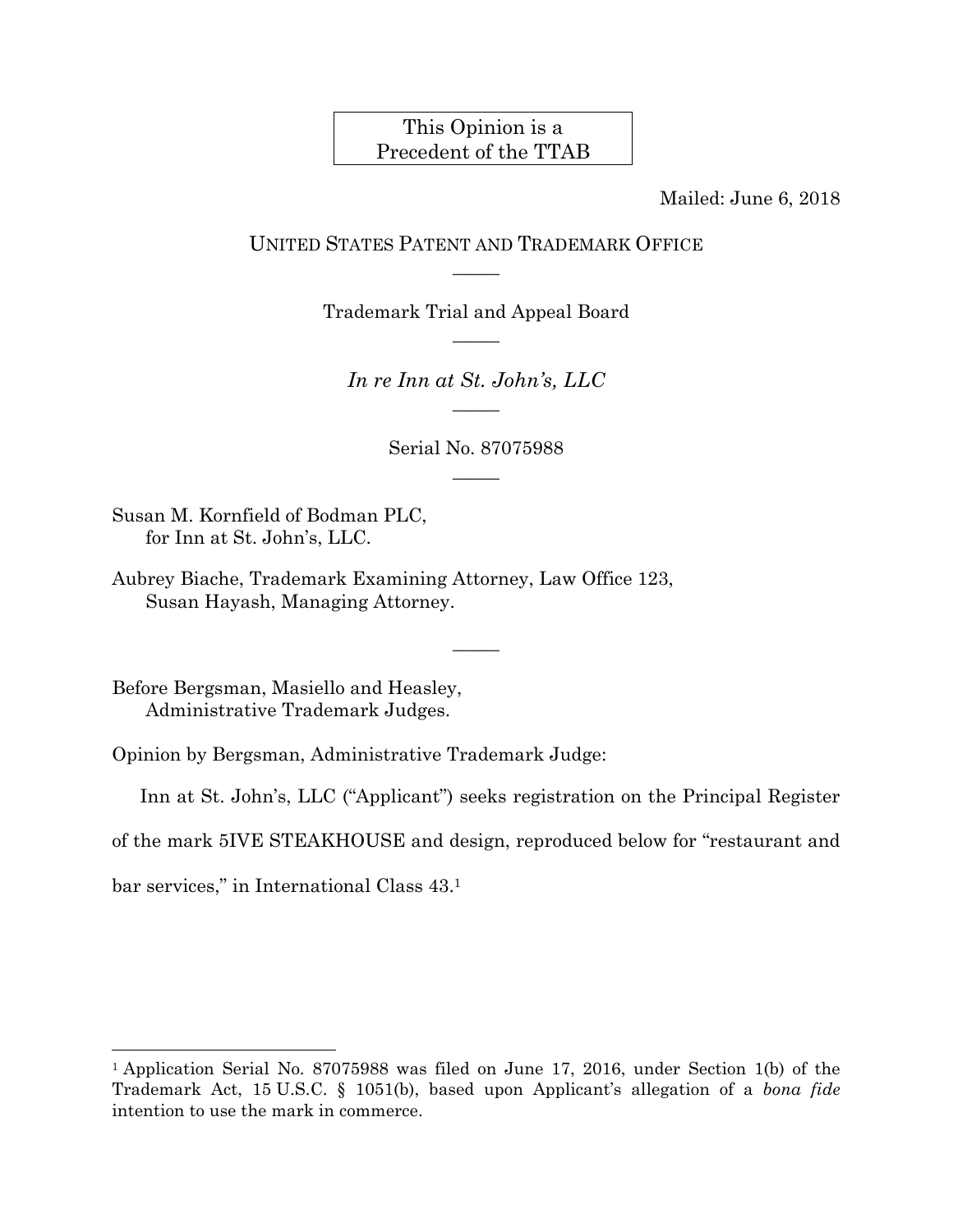This Opinion is a
Precedent of the TTAB

Mailed: June 6, 2018

UNITED STATES PATENT AND TRADEMARK OFFICE

Trademark Trial and Appeal Board

*In re Inn at St. John's, LLC*

Serial No. 87075988

Susan M. Kornfield of Bodman PLC,
for Inn at St. John's, LLC.

Aubrey Biache, Trademark Examining Attorney, Law Office 123,
Susan Hayash, Managing Attorney.

Before Bergsman, Masiello and Heasley,
Administrative Trademark Judges.

Opinion by Bergsman, Administrative Trademark Judge:

Inn at St. John's, LLC ("Applicant") seeks registration on the Principal Register of the mark 5IVE STEAKHOUSE and design, reproduced below for "restaurant and bar services," in International Class 43.[1]

[1] Application Serial No. 87075988 was filed on June 17, 2016, under Section 1(b) of the Trademark Act, 15 U.S.C. § 1051(b), based upon Applicant's allegation of a *bona fide* intention to use the mark in commerce.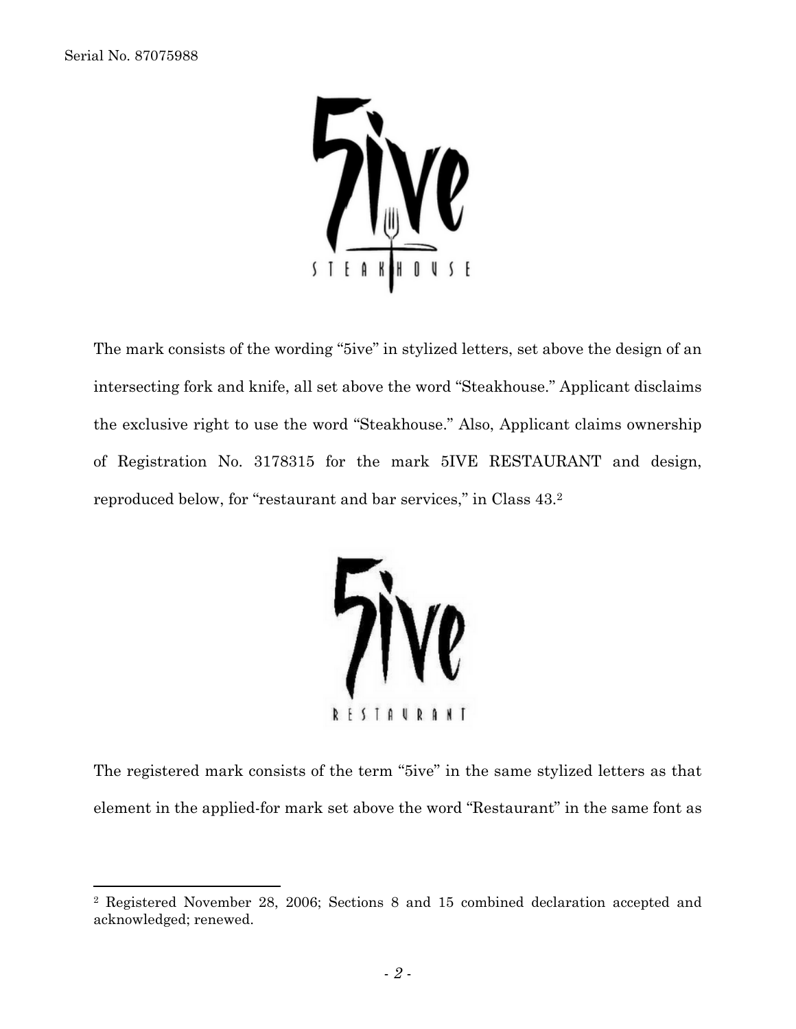The mark consists of the wording "5ive" in stylized letters, set above the design of an intersecting fork and knife, all set above the word "Steakhouse." Applicant disclaims the exclusive right to use the word "Steakhouse." Also, Applicant claims ownership of Registration No. 3178315 for the mark 5IVE RESTAURANT and design, reproduced below, for "restaurant and bar services," in Class 43.[2]

The registered mark consists of the term "5ive" in the same stylized letters as that element in the applied-for mark set above the word "Restaurant" in the same font as

---

[2] Registered November 28, 2006; Sections 8 and 15 combined declaration accepted and acknowledged; renewed.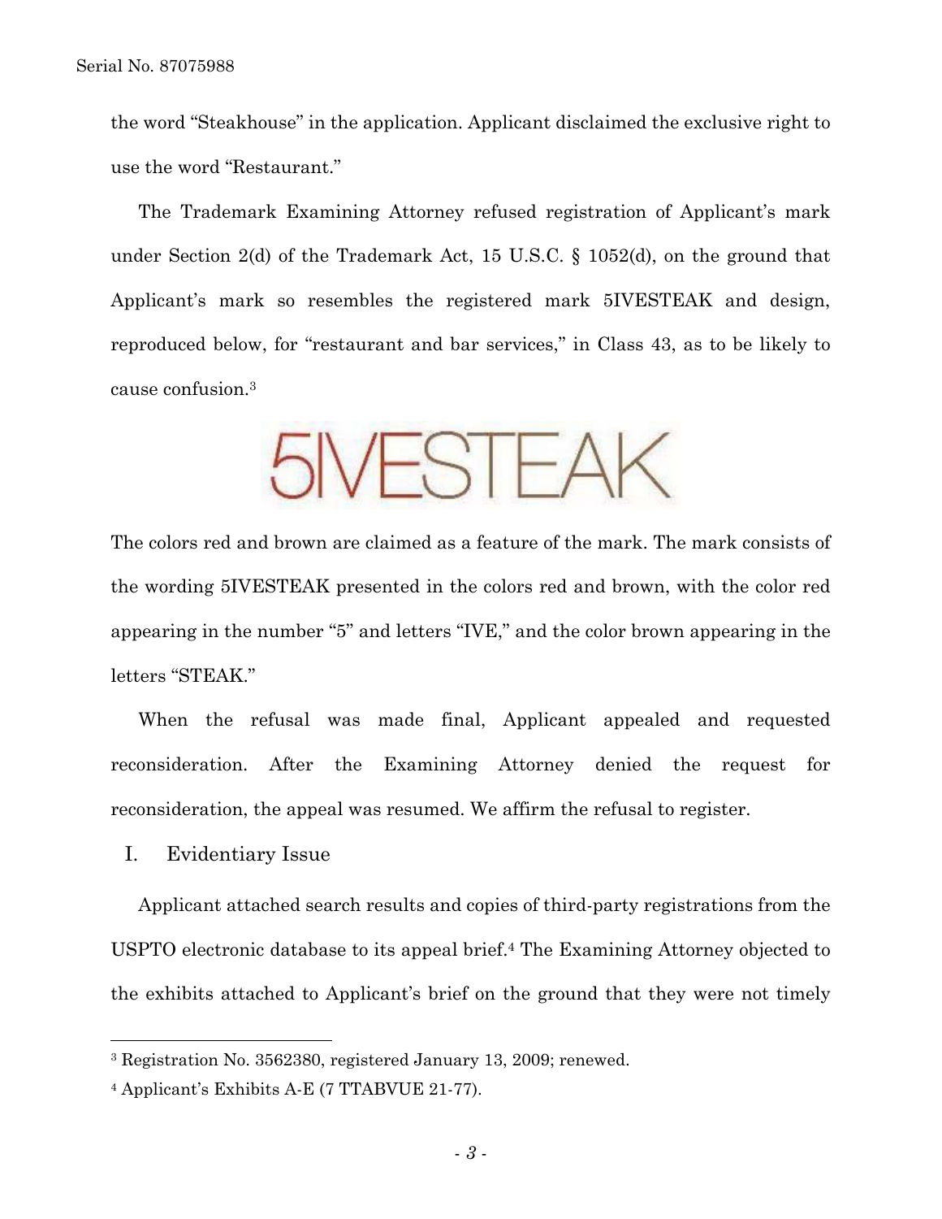the word “Steakhouse” in the application. Applicant disclaimed the exclusive right to use the word “Restaurant.”

The Trademark Examining Attorney refused registration of Applicant’s mark under Section 2(d) of the Trademark Act, 15 U.S.C. § 1052(d), on the ground that Applicant’s mark so resembles the registered mark 5IVESTEAK and design, reproduced below, for “restaurant and bar services,” in Class 43, as to be likely to cause confusion.[3]

5IVESTEAK

The colors red and brown are claimed as a feature of the mark. The mark consists of the wording 5IVESTEAK presented in the colors red and brown, with the color red appearing in the number “5” and letters “IVE,” and the color brown appearing in the letters “STEAK.”

When the refusal was made final, Applicant appealed and requested reconsideration. After the Examining Attorney denied the request for reconsideration, the appeal was resumed. We affirm the refusal to register.

## I. Evidentiary Issue

Applicant attached search results and copies of third-party registrations from the USPTO electronic database to its appeal brief.[4] The Examining Attorney objected to the exhibits attached to Applicant’s brief on the ground that they were not timely

---

[3] Registration No. 3562380, registered January 13, 2009; renewed.

[4] Applicant’s Exhibits A-E (7 TTABVUE 21-77).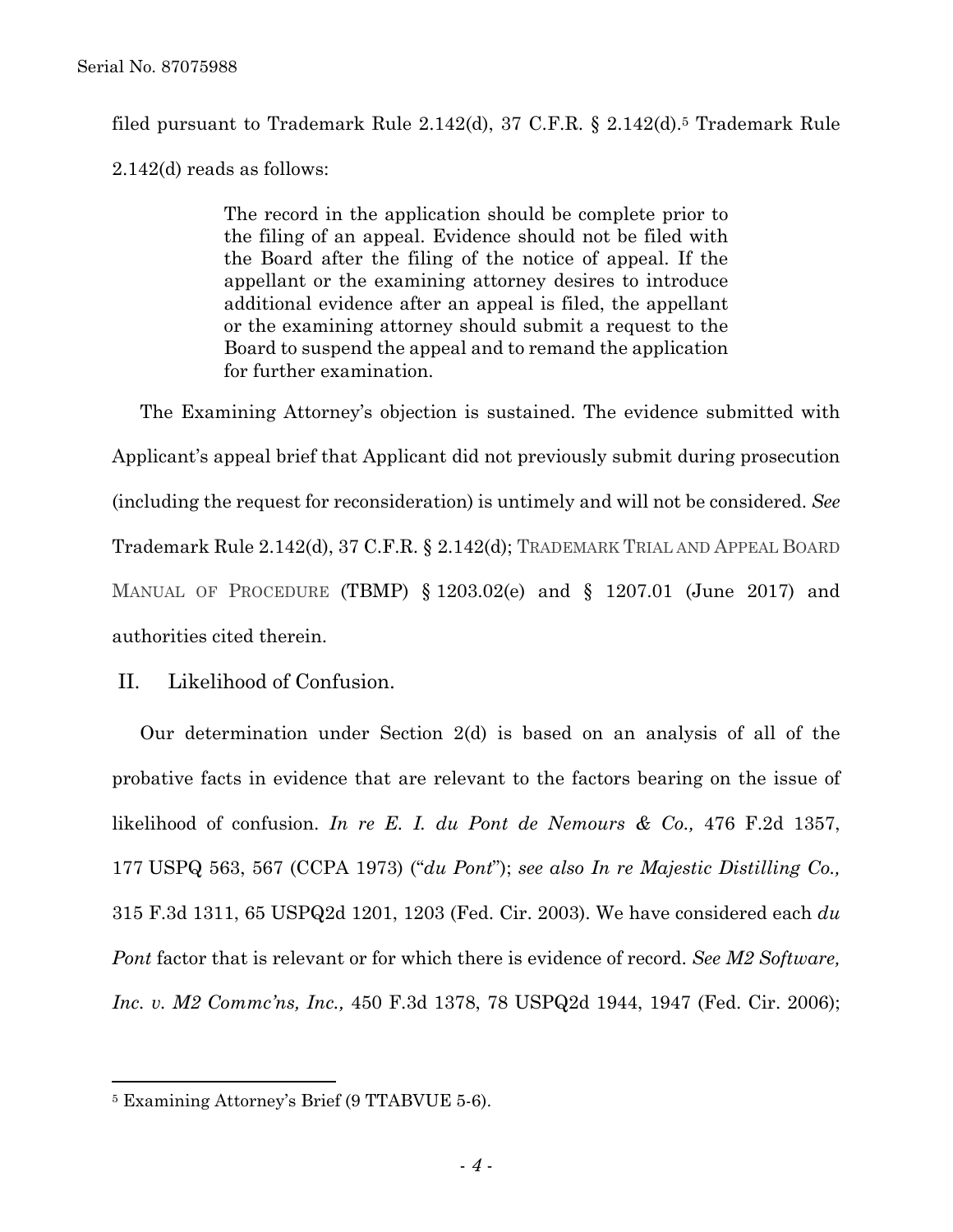filed pursuant to Trademark Rule 2.142(d), 37 C.F.R. § 2.142(d).[5] Trademark Rule 2.142(d) reads as follows:

> The record in the application should be complete prior to the filing of an appeal. Evidence should not be filed with the Board after the filing of the notice of appeal. If the appellant or the examining attorney desires to introduce additional evidence after an appeal is filed, the appellant or the examining attorney should submit a request to the Board to suspend the appeal and to remand the application for further examination.

The Examining Attorney's objection is sustained. The evidence submitted with Applicant's appeal brief that Applicant did not previously submit during prosecution (including the request for reconsideration) is untimely and will not be considered. *See* Trademark Rule 2.142(d), 37 C.F.R. § 2.142(d); TRADEMARK TRIAL AND APPEAL BOARD MANUAL OF PROCEDURE (TBMP) § 1203.02(e) and § 1207.01 (June 2017) and authorities cited therein.

## II. Likelihood of Confusion.

Our determination under Section 2(d) is based on an analysis of all of the probative facts in evidence that are relevant to the factors bearing on the issue of likelihood of confusion. *In re E. I. du Pont de Nemours & Co.,* 476 F.2d 1357, 177 USPQ 563, 567 (CCPA 1973) ("*du Pont*"); *see also In re Majestic Distilling Co.,* 315 F.3d 1311, 65 USPQ2d 1201, 1203 (Fed. Cir. 2003). We have considered each *du Pont* factor that is relevant or for which there is evidence of record. *See M2 Software, Inc. v. M2 Commc'ns, Inc.,* 450 F.3d 1378, 78 USPQ2d 1944, 1947 (Fed. Cir. 2006);

---

[5] Examining Attorney's Brief (9 TTABVUE 5-6).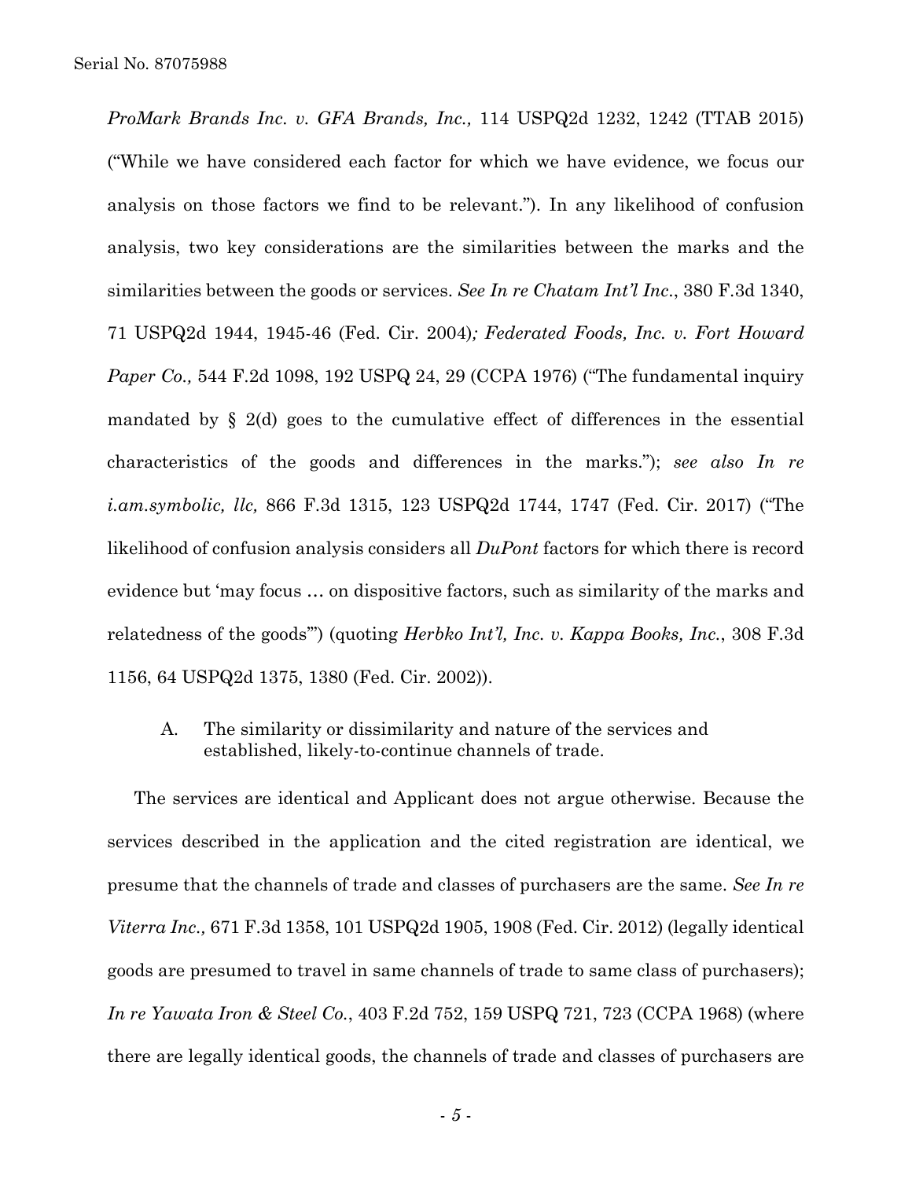*ProMark Brands Inc. v. GFA Brands, Inc.,* 114 USPQ2d 1232, 1242 (TTAB 2015) ("While we have considered each factor for which we have evidence, we focus our analysis on those factors we find to be relevant."). In any likelihood of confusion analysis, two key considerations are the similarities between the marks and the similarities between the goods or services. *See In re Chatam Int'l Inc.*, 380 F.3d 1340, 71 USPQ2d 1944, 1945-46 (Fed. Cir. 2004)*; Federated Foods, Inc. v. Fort Howard Paper Co.,* 544 F.2d 1098, 192 USPQ 24, 29 (CCPA 1976) ("The fundamental inquiry mandated by § 2(d) goes to the cumulative effect of differences in the essential characteristics of the goods and differences in the marks."); *see also In re i.am.symbolic, llc,* 866 F.3d 1315, 123 USPQ2d 1744, 1747 (Fed. Cir. 2017) ("The likelihood of confusion analysis considers all *DuPont* factors for which there is record evidence but 'may focus … on dispositive factors, such as similarity of the marks and relatedness of the goods'") (quoting *Herbko Int'l, Inc. v. Kappa Books, Inc.*, 308 F.3d 1156, 64 USPQ2d 1375, 1380 (Fed. Cir. 2002)).

A. The similarity or dissimilarity and nature of the services and established, likely-to-continue channels of trade.

The services are identical and Applicant does not argue otherwise. Because the services described in the application and the cited registration are identical, we presume that the channels of trade and classes of purchasers are the same. *See In re Viterra Inc.,* 671 F.3d 1358, 101 USPQ2d 1905, 1908 (Fed. Cir. 2012) (legally identical goods are presumed to travel in same channels of trade to same class of purchasers); *In re Yawata Iron & Steel Co.*, 403 F.2d 752, 159 USPQ 721, 723 (CCPA 1968) (where there are legally identical goods, the channels of trade and classes of purchasers are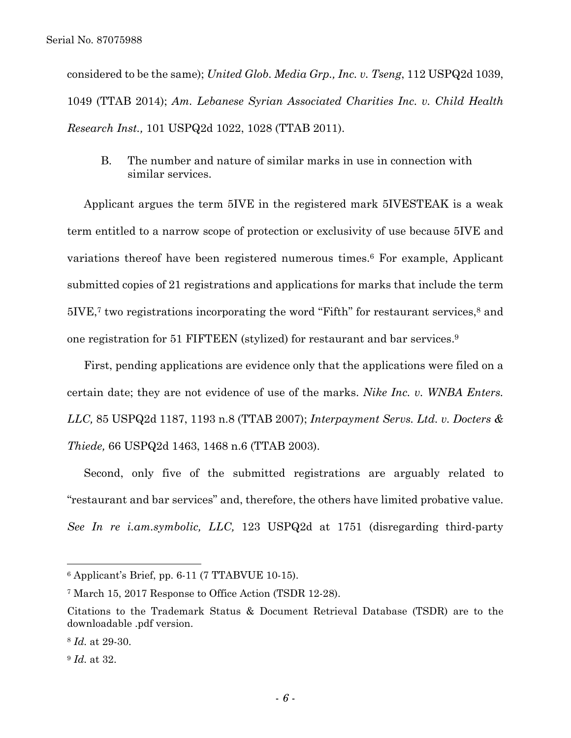considered to be the same); *United Glob. Media Grp., Inc. v. Tseng*, 112 USPQ2d 1039, 1049 (TTAB 2014); *Am. Lebanese Syrian Associated Charities Inc. v. Child Health Research Inst.,* 101 USPQ2d 1022, 1028 (TTAB 2011).

B. The number and nature of similar marks in use in connection with similar services.

Applicant argues the term 5IVE in the registered mark 5IVESTEAK is a weak term entitled to a narrow scope of protection or exclusivity of use because 5IVE and variations thereof have been registered numerous times.[6] For example, Applicant submitted copies of 21 registrations and applications for marks that include the term 5IVE,[7] two registrations incorporating the word "Fifth" for restaurant services,[8] and one registration for 51 FIFTEEN (stylized) for restaurant and bar services.[9]

First, pending applications are evidence only that the applications were filed on a certain date; they are not evidence of use of the marks. *Nike Inc. v. WNBA Enters. LLC,* 85 USPQ2d 1187, 1193 n.8 (TTAB 2007); *Interpayment Servs. Ltd. v. Docters & Thiede,* 66 USPQ2d 1463, 1468 n.6 (TTAB 2003).

Second, only five of the submitted registrations are arguably related to "restaurant and bar services" and, therefore, the others have limited probative value. *See In re i.am.symbolic, LLC,* 123 USPQ2d at 1751 (disregarding third-party

---

[6] Applicant's Brief, pp. 6-11 (7 TTABVUE 10-15).

[7] March 15, 2017 Response to Office Action (TSDR 12-28).

Citations to the Trademark Status & Document Retrieval Database (TSDR) are to the downloadable .pdf version.

[8] *Id.* at 29-30.

[9] *Id.* at 32.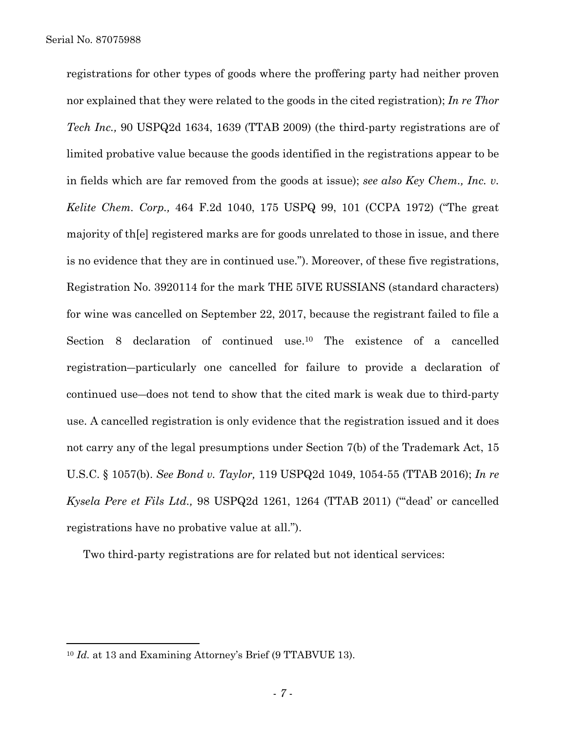registrations for other types of goods where the proffering party had neither proven nor explained that they were related to the goods in the cited registration); *In re Thor Tech Inc.,* 90 USPQ2d 1634, 1639 (TTAB 2009) (the third-party registrations are of limited probative value because the goods identified in the registrations appear to be in fields which are far removed from the goods at issue); *see also Key Chem., Inc. v. Kelite Chem. Corp.,* 464 F.2d 1040, 175 USPQ 99, 101 (CCPA 1972) ("The great majority of th[e] registered marks are for goods unrelated to those in issue, and there is no evidence that they are in continued use."). Moreover, of these five registrations, Registration No. 3920114 for the mark THE 5IVE RUSSIANS (standard characters) for wine was cancelled on September 22, 2017, because the registrant failed to file a Section 8 declaration of continued use.[10] The existence of a cancelled registration—particularly one cancelled for failure to provide a declaration of continued use—does not tend to show that the cited mark is weak due to third-party use. A cancelled registration is only evidence that the registration issued and it does not carry any of the legal presumptions under Section 7(b) of the Trademark Act, 15 U.S.C. § 1057(b). *See Bond v. Taylor,* 119 USPQ2d 1049, 1054-55 (TTAB 2016); *In re Kysela Pere et Fils Ltd.,* 98 USPQ2d 1261, 1264 (TTAB 2011) ("'dead' or cancelled registrations have no probative value at all.").

Two third-party registrations are for related but not identical services:

---

[10] *Id.* at 13 and Examining Attorney's Brief (9 TTABVUE 13).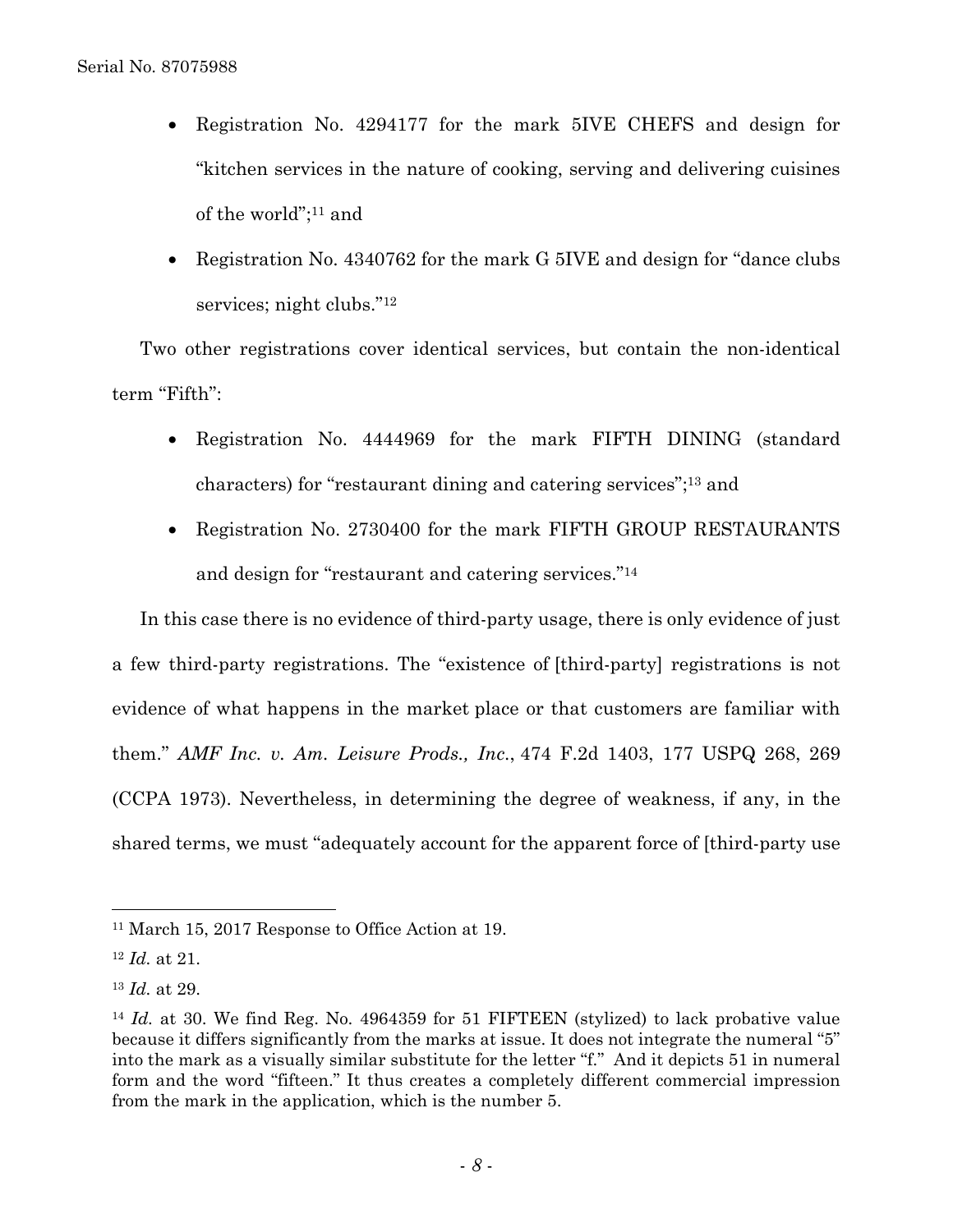- Registration No. 4294177 for the mark 5IVE CHEFS and design for "kitchen services in the nature of cooking, serving and delivering cuisines of the world";[11] and
- Registration No. 4340762 for the mark G 5IVE and design for "dance clubs services; night clubs."[12]

Two other registrations cover identical services, but contain the non-identical term "Fifth":

- Registration No. 4444969 for the mark FIFTH DINING (standard characters) for "restaurant dining and catering services";[13] and
- Registration No. 2730400 for the mark FIFTH GROUP RESTAURANTS and design for "restaurant and catering services."[14]

In this case there is no evidence of third-party usage, there is only evidence of just a few third-party registrations. The "existence of [third-party] registrations is not evidence of what happens in the market place or that customers are familiar with them." *AMF Inc. v. Am. Leisure Prods., Inc.*, 474 F.2d 1403, 177 USPQ 268, 269 (CCPA 1973). Nevertheless, in determining the degree of weakness, if any, in the shared terms, we must "adequately account for the apparent force of [third-party use

---

[11] March 15, 2017 Response to Office Action at 19.

[12] *Id.* at 21.

[13] *Id.* at 29.

[14] *Id.* at 30. We find Reg. No. 4964359 for 51 FIFTEEN (stylized) to lack probative value because it differs significantly from the marks at issue. It does not integrate the numeral "5" into the mark as a visually similar substitute for the letter "f." And it depicts 51 in numeral form and the word "fifteen." It thus creates a completely different commercial impression from the mark in the application, which is the number 5.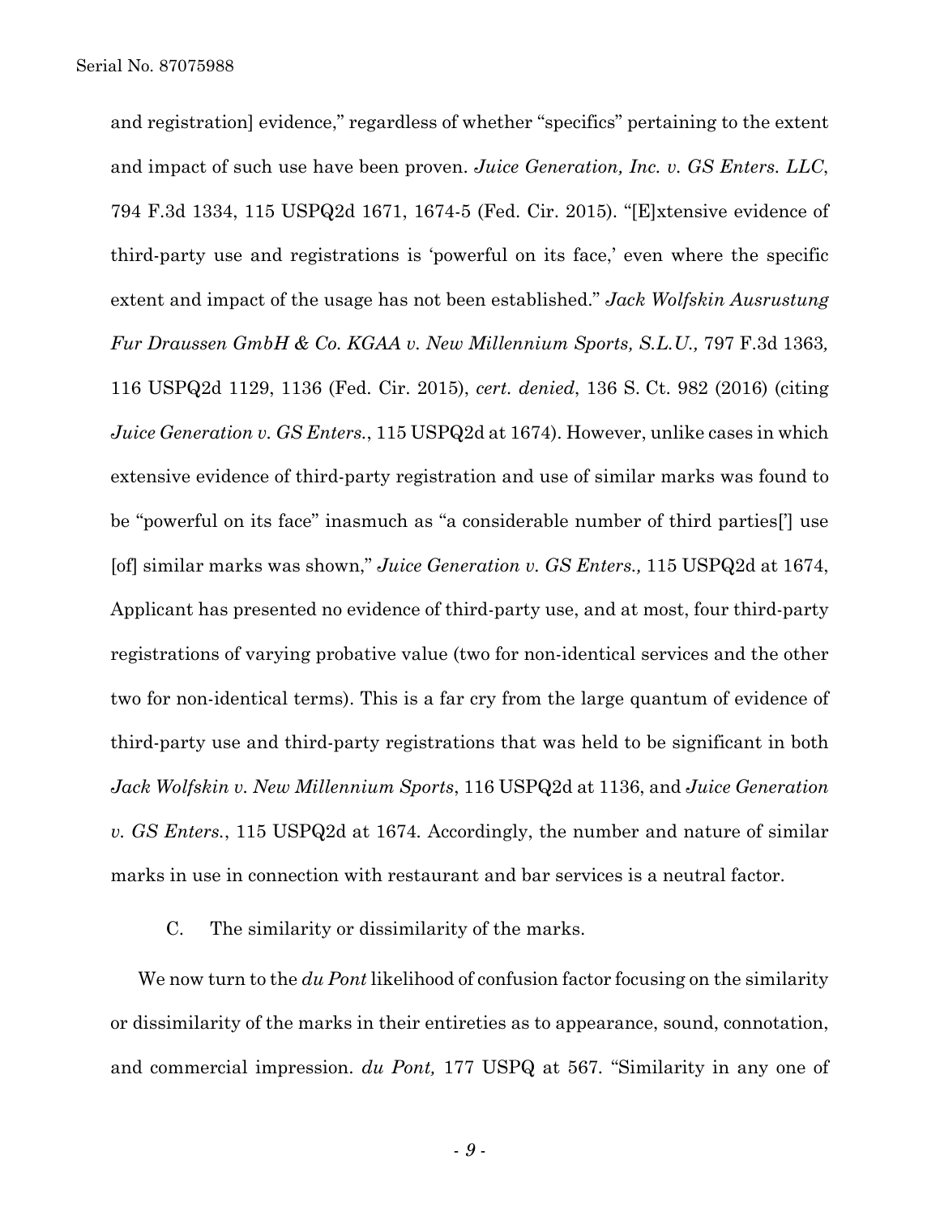and registration] evidence," regardless of whether "specifics" pertaining to the extent and impact of such use have been proven. *Juice Generation, Inc. v. GS Enters. LLC*, 794 F.3d 1334, 115 USPQ2d 1671, 1674-5 (Fed. Cir. 2015). "[E]xtensive evidence of third-party use and registrations is 'powerful on its face,' even where the specific extent and impact of the usage has not been established." *Jack Wolfskin Ausrustung Fur Draussen GmbH & Co. KGAA v. New Millennium Sports, S.L.U.,* 797 F.3d 1363*,* 116 USPQ2d 1129, 1136 (Fed. Cir. 2015), *cert. denied*, 136 S. Ct. 982 (2016) (citing *Juice Generation v. GS Enters.*, 115 USPQ2d at 1674). However, unlike cases in which extensive evidence of third-party registration and use of similar marks was found to be "powerful on its face" inasmuch as "a considerable number of third parties['] use [of] similar marks was shown," *Juice Generation v. GS Enters.,* 115 USPQ2d at 1674, Applicant has presented no evidence of third-party use, and at most, four third-party registrations of varying probative value (two for non-identical services and the other two for non-identical terms). This is a far cry from the large quantum of evidence of third-party use and third-party registrations that was held to be significant in both *Jack Wolfskin v. New Millennium Sports*, 116 USPQ2d at 1136, and *Juice Generation v. GS Enters.*, 115 USPQ2d at 1674. Accordingly, the number and nature of similar marks in use in connection with restaurant and bar services is a neutral factor.

C. The similarity or dissimilarity of the marks.

We now turn to the *du Pont* likelihood of confusion factor focusing on the similarity or dissimilarity of the marks in their entireties as to appearance, sound, connotation, and commercial impression. *du Pont,* 177 USPQ at 567. "Similarity in any one of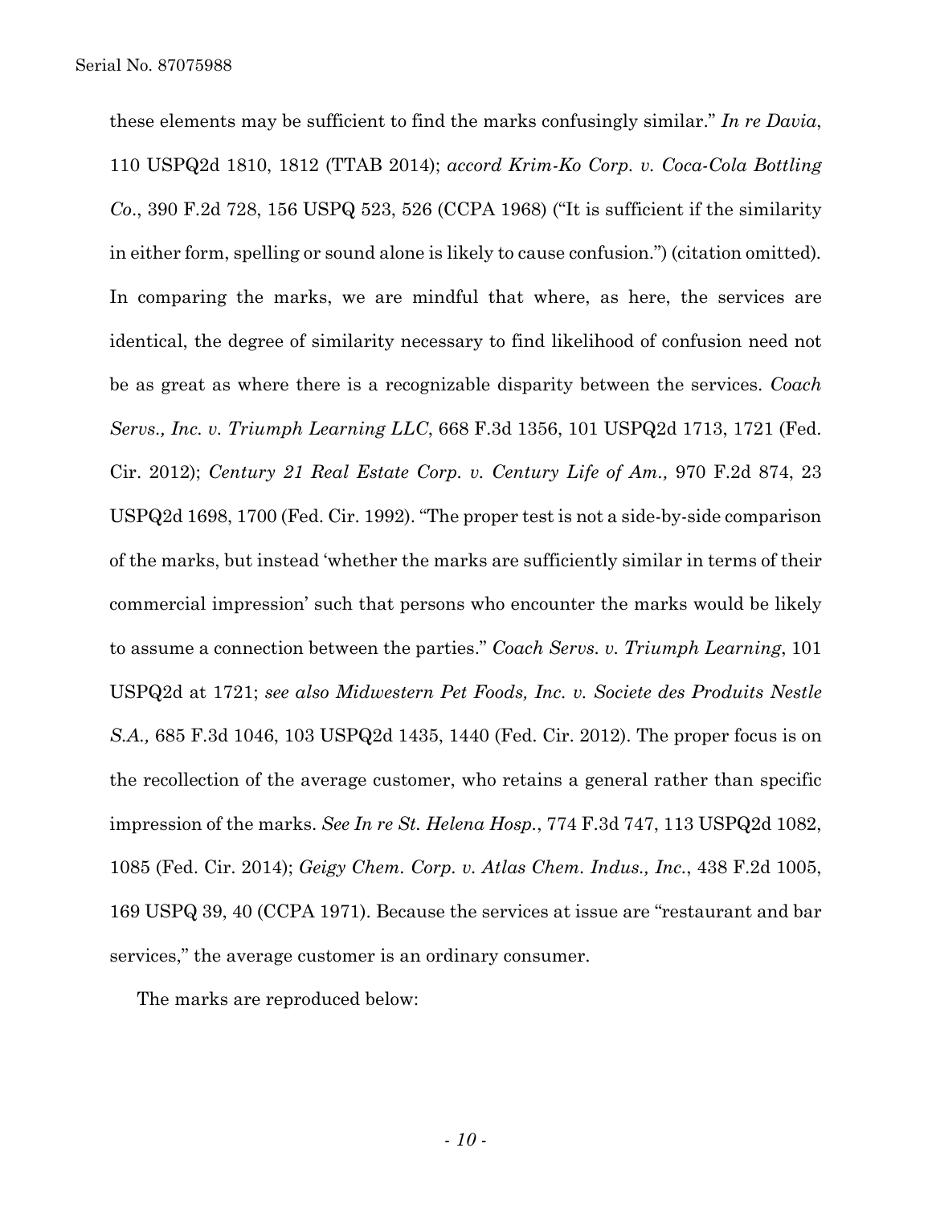these elements may be sufficient to find the marks confusingly similar." *In re Davia*, 110 USPQ2d 1810, 1812 (TTAB 2014); *accord Krim-Ko Corp. v. Coca-Cola Bottling Co.*, 390 F.2d 728, 156 USPQ 523, 526 (CCPA 1968) ("It is sufficient if the similarity in either form, spelling or sound alone is likely to cause confusion.") (citation omitted). In comparing the marks, we are mindful that where, as here, the services are identical, the degree of similarity necessary to find likelihood of confusion need not be as great as where there is a recognizable disparity between the services. *Coach Servs., Inc. v. Triumph Learning LLC*, 668 F.3d 1356, 101 USPQ2d 1713, 1721 (Fed. Cir. 2012); *Century 21 Real Estate Corp. v. Century Life of Am.,* 970 F.2d 874, 23 USPQ2d 1698, 1700 (Fed. Cir. 1992). "The proper test is not a side-by-side comparison of the marks, but instead 'whether the marks are sufficiently similar in terms of their commercial impression' such that persons who encounter the marks would be likely to assume a connection between the parties." *Coach Servs. v. Triumph Learning*, 101 USPQ2d at 1721; *see also Midwestern Pet Foods, Inc. v. Societe des Produits Nestle S.A.,* 685 F.3d 1046, 103 USPQ2d 1435, 1440 (Fed. Cir. 2012). The proper focus is on the recollection of the average customer, who retains a general rather than specific impression of the marks. *See In re St. Helena Hosp.*, 774 F.3d 747, 113 USPQ2d 1082, 1085 (Fed. Cir. 2014); *Geigy Chem. Corp. v. Atlas Chem. Indus., Inc.*, 438 F.2d 1005, 169 USPQ 39, 40 (CCPA 1971). Because the services at issue are "restaurant and bar services," the average customer is an ordinary consumer.

The marks are reproduced below: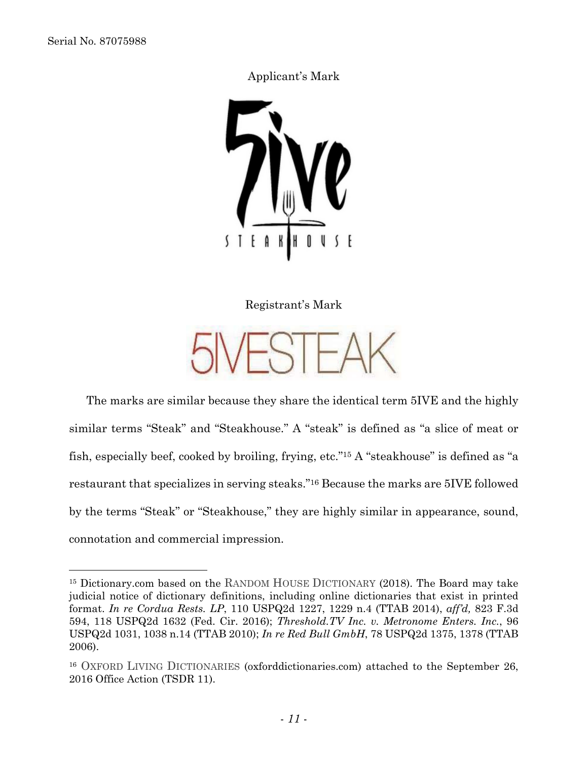Applicant's Mark

Registrant's Mark

The marks are similar because they share the identical term 5IVE and the highly similar terms "Steak" and "Steakhouse." A "steak" is defined as "a slice of meat or fish, especially beef, cooked by broiling, frying, etc."[15] A "steakhouse" is defined as "a restaurant that specializes in serving steaks."[16] Because the marks are 5IVE followed by the terms "Steak" or "Steakhouse," they are highly similar in appearance, sound, connotation and commercial impression.

---

[15] Dictionary.com based on the RANDOM HOUSE DICTIONARY (2018). The Board may take judicial notice of dictionary definitions, including online dictionaries that exist in printed format. *In re Cordua Rests. LP*, 110 USPQ2d 1227, 1229 n.4 (TTAB 2014), *aff'd,* 823 F.3d 594, 118 USPQ2d 1632 (Fed. Cir. 2016); *Threshold.TV Inc. v. Metronome Enters. Inc.*, 96 USPQ2d 1031, 1038 n.14 (TTAB 2010); *In re Red Bull GmbH*, 78 USPQ2d 1375, 1378 (TTAB 2006).

[16] OXFORD LIVING DICTIONARIES (oxforddictionaries.com) attached to the September 26, 2016 Office Action (TSDR 11).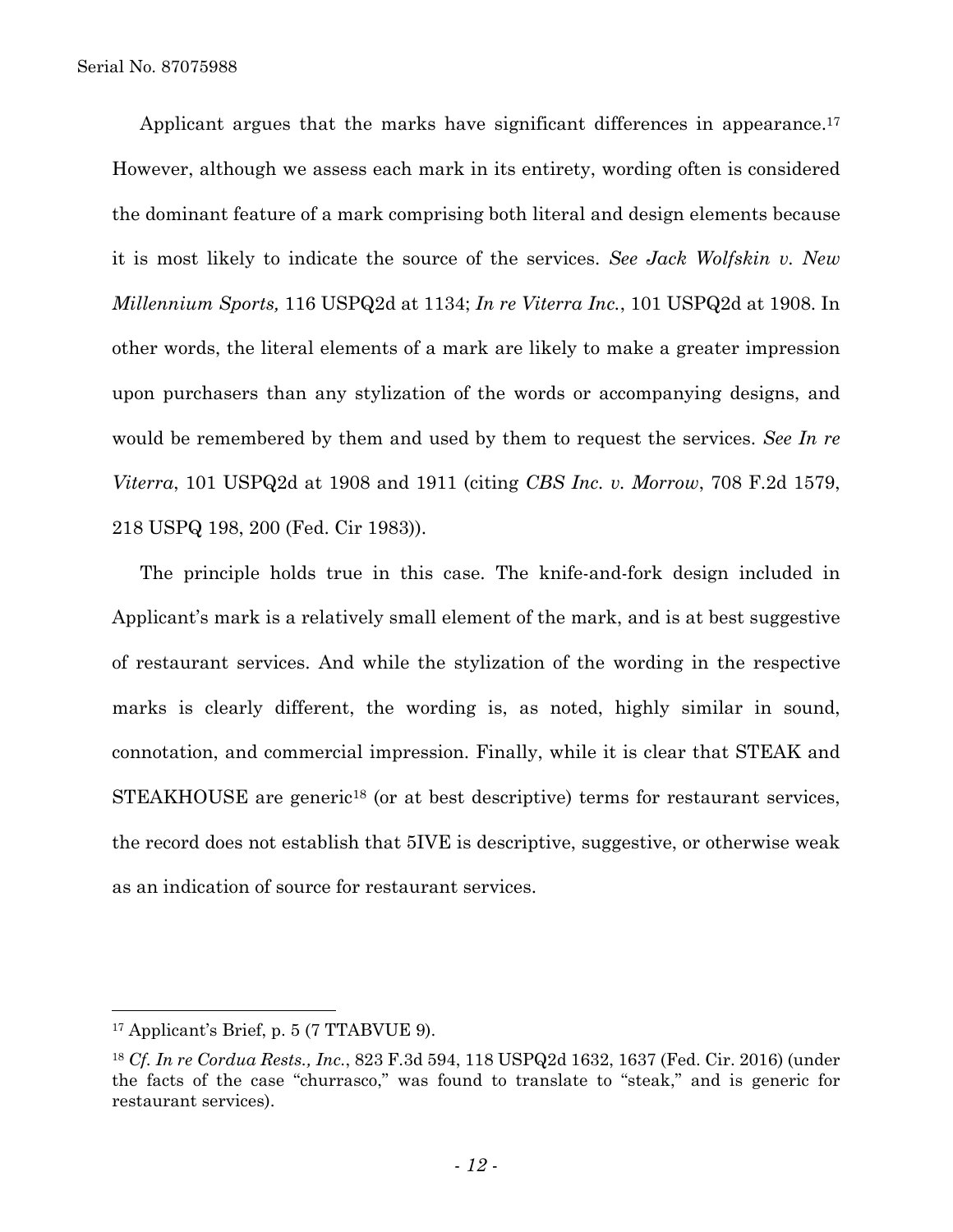Applicant argues that the marks have significant differences in appearance.[17] However, although we assess each mark in its entirety, wording often is considered the dominant feature of a mark comprising both literal and design elements because it is most likely to indicate the source of the services. *See Jack Wolfskin v. New Millennium Sports,* 116 USPQ2d at 1134; *In re Viterra Inc.*, 101 USPQ2d at 1908. In other words, the literal elements of a mark are likely to make a greater impression upon purchasers than any stylization of the words or accompanying designs, and would be remembered by them and used by them to request the services. *See In re Viterra*, 101 USPQ2d at 1908 and 1911 (citing *CBS Inc. v. Morrow*, 708 F.2d 1579, 218 USPQ 198, 200 (Fed. Cir 1983)).

The principle holds true in this case. The knife-and-fork design included in Applicant's mark is a relatively small element of the mark, and is at best suggestive of restaurant services. And while the stylization of the wording in the respective marks is clearly different, the wording is, as noted, highly similar in sound, connotation, and commercial impression. Finally, while it is clear that STEAK and STEAKHOUSE are generic[18] (or at best descriptive) terms for restaurant services, the record does not establish that 5IVE is descriptive, suggestive, or otherwise weak as an indication of source for restaurant services.

---

[17] Applicant's Brief, p. 5 (7 TTABVUE 9).

[18] *Cf. In re Cordua Rests., Inc.*, 823 F.3d 594, 118 USPQ2d 1632, 1637 (Fed. Cir. 2016) (under the facts of the case "churrasco," was found to translate to "steak," and is generic for restaurant services).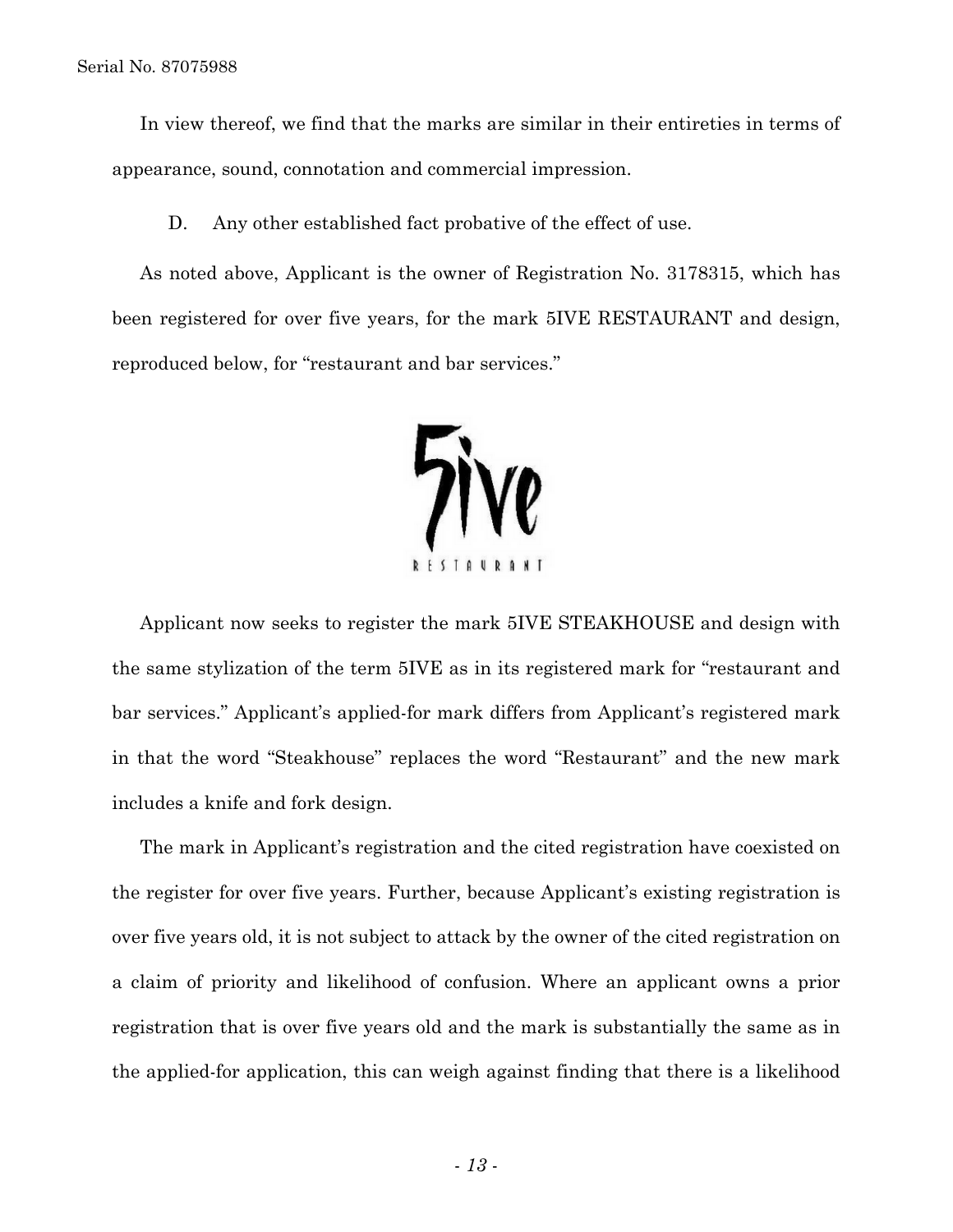In view thereof, we find that the marks are similar in their entireties in terms of appearance, sound, connotation and commercial impression.

D. Any other established fact probative of the effect of use.

As noted above, Applicant is the owner of Registration No. 3178315, which has been registered for over five years, for the mark 5IVE RESTAURANT and design, reproduced below, for "restaurant and bar services."

Applicant now seeks to register the mark 5IVE STEAKHOUSE and design with the same stylization of the term 5IVE as in its registered mark for "restaurant and bar services." Applicant's applied-for mark differs from Applicant's registered mark in that the word "Steakhouse" replaces the word "Restaurant" and the new mark includes a knife and fork design.

The mark in Applicant's registration and the cited registration have coexisted on the register for over five years. Further, because Applicant's existing registration is over five years old, it is not subject to attack by the owner of the cited registration on a claim of priority and likelihood of confusion. Where an applicant owns a prior registration that is over five years old and the mark is substantially the same as in the applied-for application, this can weigh against finding that there is a likelihood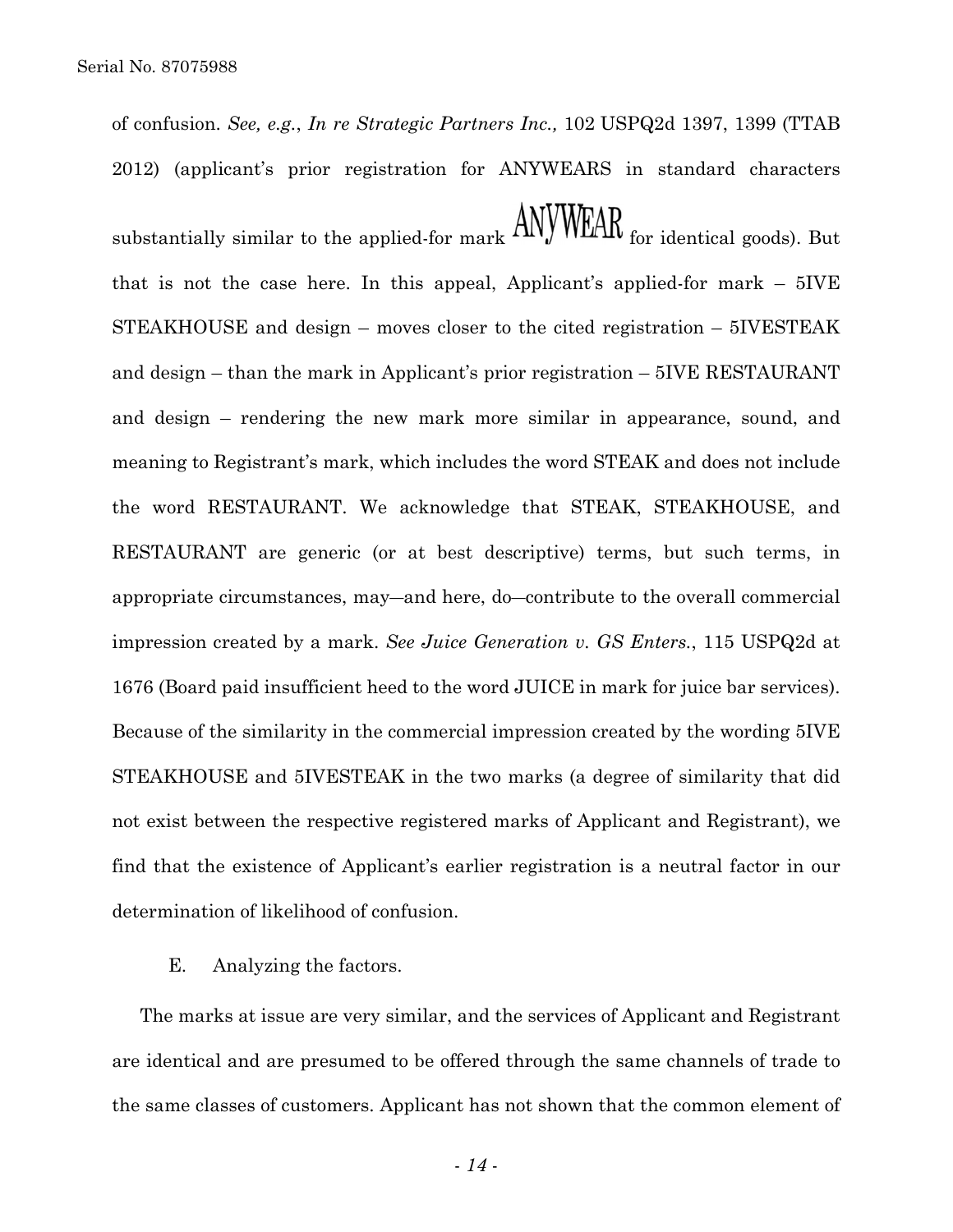of confusion. *See, e.g.*, *In re Strategic Partners Inc.,* 102 USPQ2d 1397, 1399 (TTAB 2012) (applicant's prior registration for ANYWEARS in standard characters substantially similar to the applied-for mark ANYWEAR for identical goods). But that is not the case here. In this appeal, Applicant's applied-for mark – 5IVE STEAKHOUSE and design – moves closer to the cited registration – 5IVESTEAK and design – than the mark in Applicant's prior registration – 5IVE RESTAURANT and design – rendering the new mark more similar in appearance, sound, and meaning to Registrant's mark, which includes the word STEAK and does not include the word RESTAURANT. We acknowledge that STEAK, STEAKHOUSE, and RESTAURANT are generic (or at best descriptive) terms, but such terms, in appropriate circumstances, may—and here, do—contribute to the overall commercial impression created by a mark. *See Juice Generation v. GS Enters.*, 115 USPQ2d at 1676 (Board paid insufficient heed to the word JUICE in mark for juice bar services). Because of the similarity in the commercial impression created by the wording 5IVE STEAKHOUSE and 5IVESTEAK in the two marks (a degree of similarity that did not exist between the respective registered marks of Applicant and Registrant), we find that the existence of Applicant's earlier registration is a neutral factor in our determination of likelihood of confusion.

E. Analyzing the factors.

The marks at issue are very similar, and the services of Applicant and Registrant are identical and are presumed to be offered through the same channels of trade to the same classes of customers. Applicant has not shown that the common element of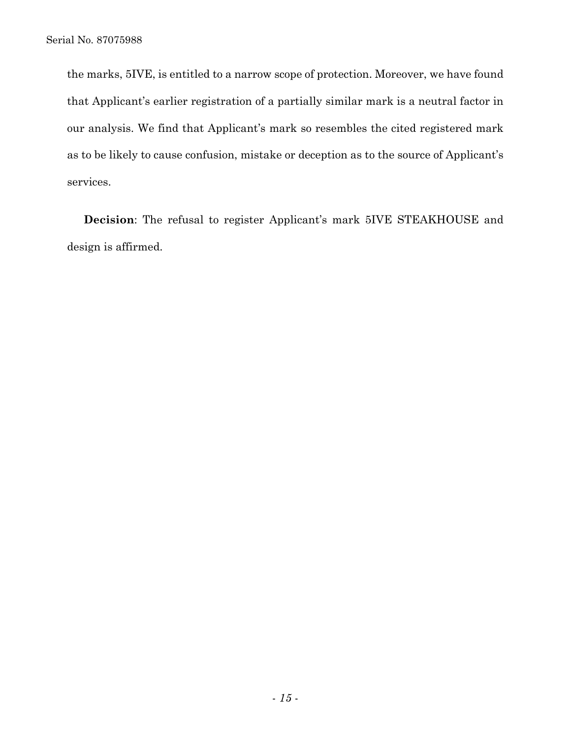the marks, 5IVE, is entitled to a narrow scope of protection. Moreover, we have found that Applicant's earlier registration of a partially similar mark is a neutral factor in our analysis. We find that Applicant's mark so resembles the cited registered mark as to be likely to cause confusion, mistake or deception as to the source of Applicant's services.

**Decision**: The refusal to register Applicant's mark 5IVE STEAKHOUSE and design is affirmed.